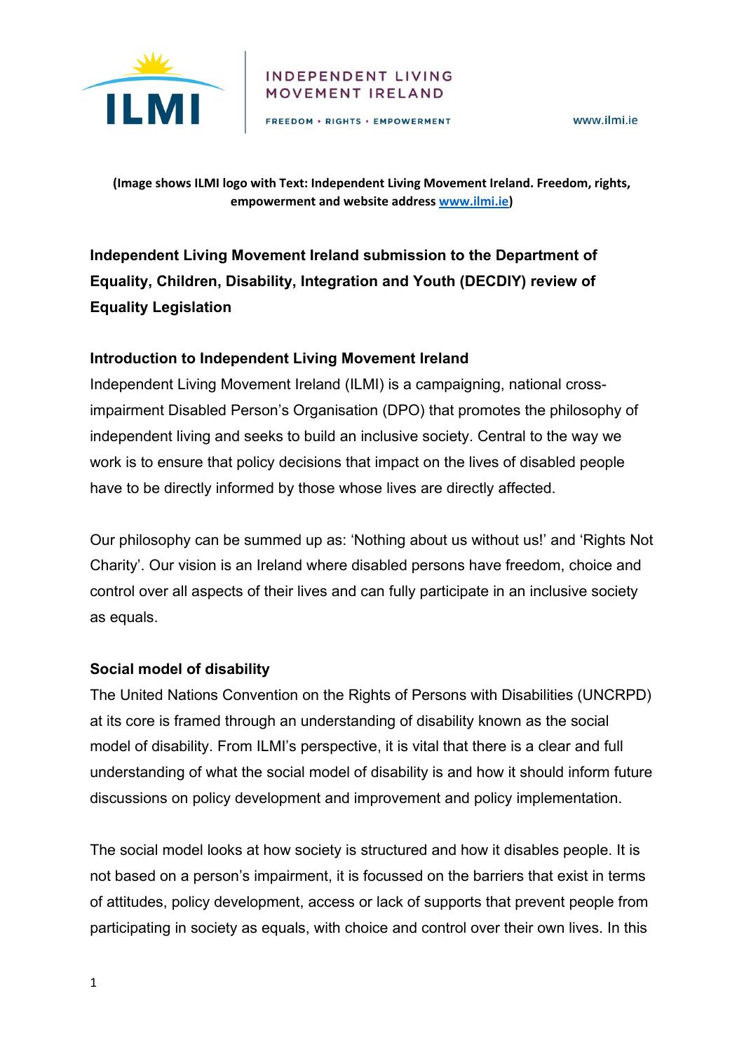ILMI

INDEPENDENT LIVING MOVEMENT IRELAND

FREEDOM • RIGHTS • EMPOWERMENT

www.ilmi.ie

**(Image shows ILMI logo with Text: Independent Living Movement Ireland. Freedom, rights, empowerment and website address [www.ilmi.ie](http://www.ilmi.ie))**

# Independent Living Movement Ireland submission to the Department of Equality, Children, Disability, Integration and Youth (DECDIY) review of Equality Legislation

## Introduction to Independent Living Movement Ireland

Independent Living Movement Ireland (ILMI) is a campaigning, national cross-impairment Disabled Person's Organisation (DPO) that promotes the philosophy of independent living and seeks to build an inclusive society. Central to the way we work is to ensure that policy decisions that impact on the lives of disabled people have to be directly informed by those whose lives are directly affected.

Our philosophy can be summed up as: 'Nothing about us without us!' and 'Rights Not Charity'. Our vision is an Ireland where disabled persons have freedom, choice and control over all aspects of their lives and can fully participate in an inclusive society as equals.

## Social model of disability

The United Nations Convention on the Rights of Persons with Disabilities (UNCRPD) at its core is framed through an understanding of disability known as the social model of disability. From ILMI's perspective, it is vital that there is a clear and full understanding of what the social model of disability is and how it should inform future discussions on policy development and improvement and policy implementation.

The social model looks at how society is structured and how it disables people. It is not based on a person's impairment, it is focussed on the barriers that exist in terms of attitudes, policy development, access or lack of supports that prevent people from participating in society as equals, with choice and control over their own lives. In this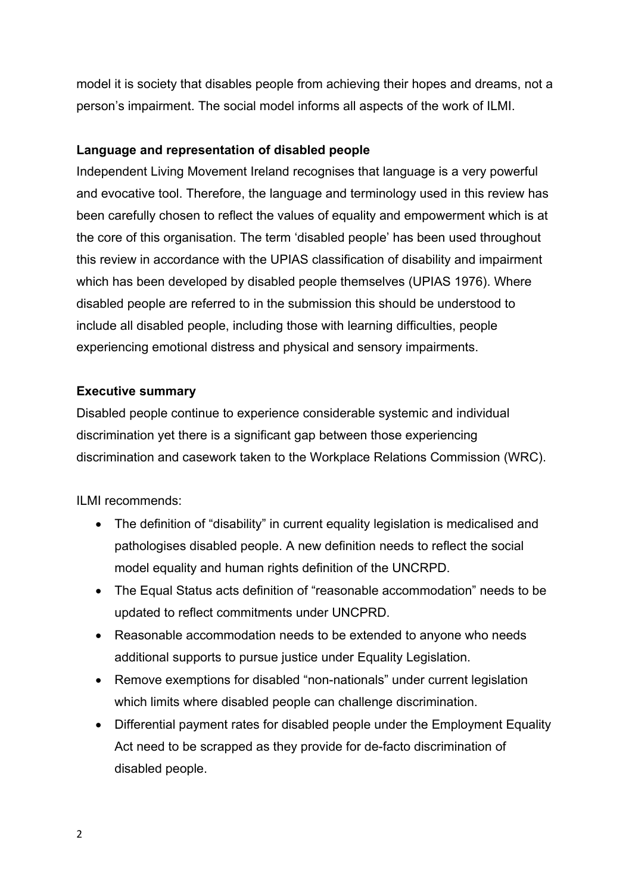model it is society that disables people from achieving their hopes and dreams, not a person's impairment. The social model informs all aspects of the work of ILMI.

**Language and representation of disabled people**

Independent Living Movement Ireland recognises that language is a very powerful and evocative tool. Therefore, the language and terminology used in this review has been carefully chosen to reflect the values of equality and empowerment which is at the core of this organisation. The term 'disabled people' has been used throughout this review in accordance with the UPIAS classification of disability and impairment which has been developed by disabled people themselves (UPIAS 1976). Where disabled people are referred to in the submission this should be understood to include all disabled people, including those with learning difficulties, people experiencing emotional distress and physical and sensory impairments.

**Executive summary**

Disabled people continue to experience considerable systemic and individual discrimination yet there is a significant gap between those experiencing discrimination and casework taken to the Workplace Relations Commission (WRC).

ILMI recommends:

- The definition of "disability" in current equality legislation is medicalised and pathologises disabled people. A new definition needs to reflect the social model equality and human rights definition of the UNCRPD.
- The Equal Status acts definition of "reasonable accommodation" needs to be updated to reflect commitments under UNCPRD.
- Reasonable accommodation needs to be extended to anyone who needs additional supports to pursue justice under Equality Legislation.
- Remove exemptions for disabled "non-nationals" under current legislation which limits where disabled people can challenge discrimination.
- Differential payment rates for disabled people under the Employment Equality Act need to be scrapped as they provide for de-facto discrimination of disabled people.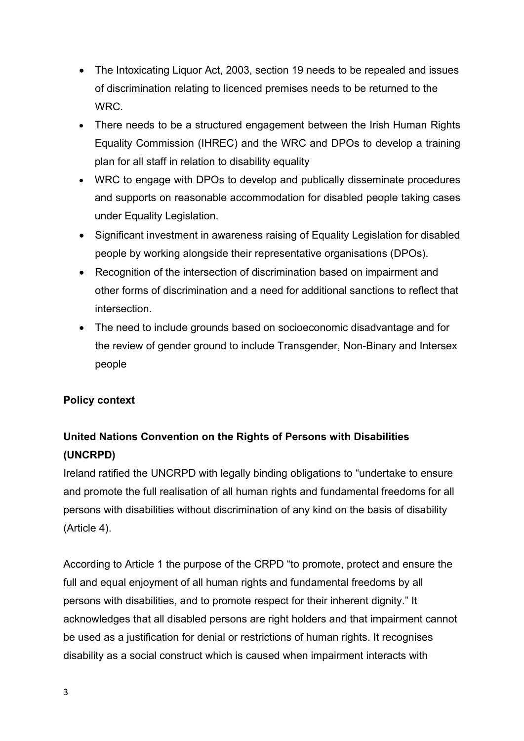- The Intoxicating Liquor Act, 2003, section 19 needs to be repealed and issues of discrimination relating to licenced premises needs to be returned to the WRC.
- There needs to be a structured engagement between the Irish Human Rights Equality Commission (IHREC) and the WRC and DPOs to develop a training plan for all staff in relation to disability equality
- WRC to engage with DPOs to develop and publically disseminate procedures and supports on reasonable accommodation for disabled people taking cases under Equality Legislation.
- Significant investment in awareness raising of Equality Legislation for disabled people by working alongside their representative organisations (DPOs).
- Recognition of the intersection of discrimination based on impairment and other forms of discrimination and a need for additional sanctions to reflect that intersection.
- The need to include grounds based on socioeconomic disadvantage and for the review of gender ground to include Transgender, Non-Binary and Intersex people

**Policy context**

**United Nations Convention on the Rights of Persons with Disabilities (UNCRPD)**

Ireland ratified the UNCRPD with legally binding obligations to "undertake to ensure and promote the full realisation of all human rights and fundamental freedoms for all persons with disabilities without discrimination of any kind on the basis of disability (Article 4).

According to Article 1 the purpose of the CRPD "to promote, protect and ensure the full and equal enjoyment of all human rights and fundamental freedoms by all persons with disabilities, and to promote respect for their inherent dignity." It acknowledges that all disabled persons are right holders and that impairment cannot be used as a justification for denial or restrictions of human rights. It recognises disability as a social construct which is caused when impairment interacts with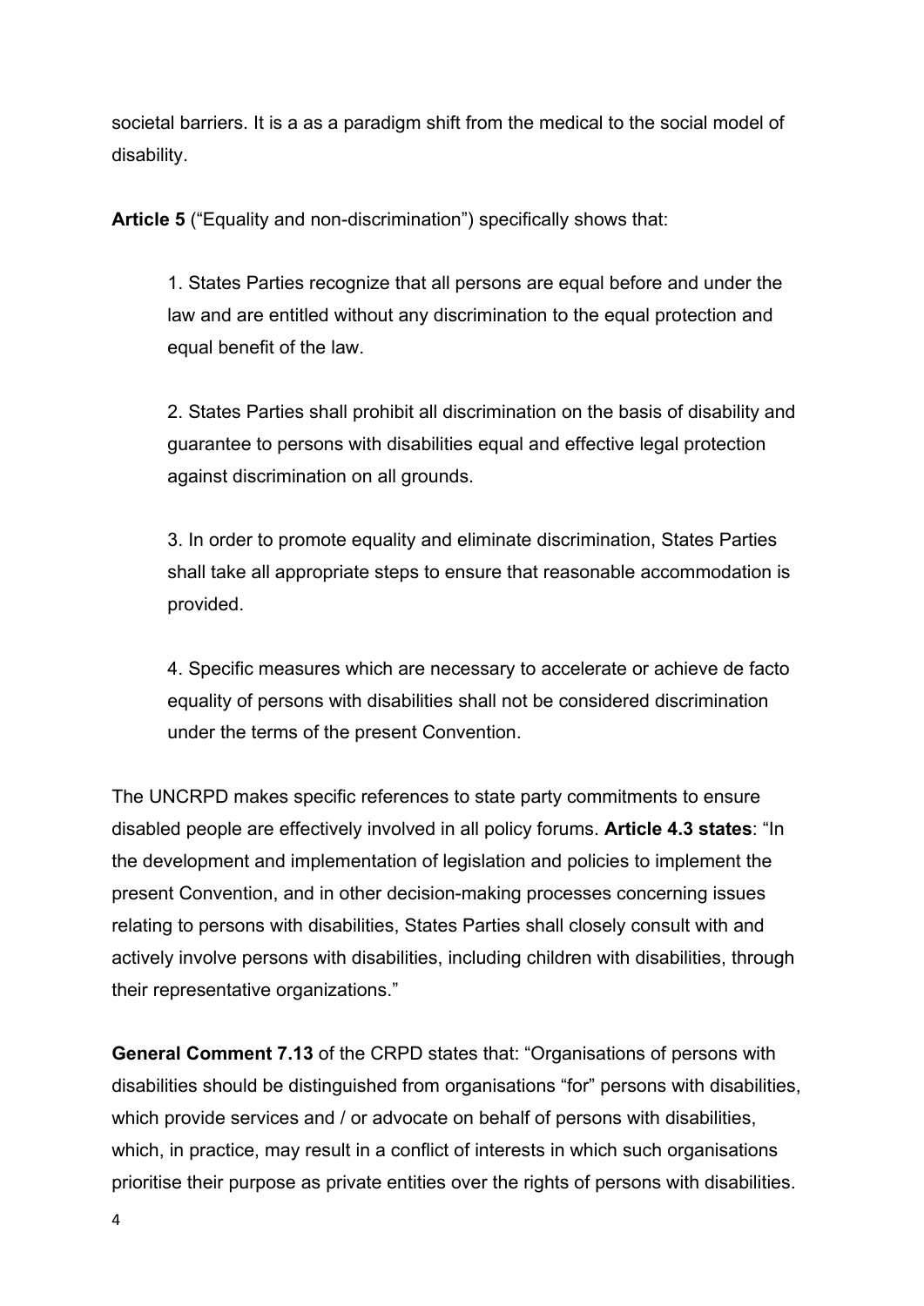societal barriers. It is a as a paradigm shift from the medical to the social model of disability.

**Article 5** ("Equality and non-discrimination") specifically shows that:

> 1. States Parties recognize that all persons are equal before and under the law and are entitled without any discrimination to the equal protection and equal benefit of the law.
>
> 2. States Parties shall prohibit all discrimination on the basis of disability and guarantee to persons with disabilities equal and effective legal protection against discrimination on all grounds.
>
> 3. In order to promote equality and eliminate discrimination, States Parties shall take all appropriate steps to ensure that reasonable accommodation is provided.
>
> 4. Specific measures which are necessary to accelerate or achieve de facto equality of persons with disabilities shall not be considered discrimination under the terms of the present Convention.

The UNCRPD makes specific references to state party commitments to ensure disabled people are effectively involved in all policy forums. **Article 4.3 states**: "In the development and implementation of legislation and policies to implement the present Convention, and in other decision-making processes concerning issues relating to persons with disabilities, States Parties shall closely consult with and actively involve persons with disabilities, including children with disabilities, through their representative organizations."

**General Comment 7.13** of the CRPD states that: "Organisations of persons with disabilities should be distinguished from organisations "for" persons with disabilities, which provide services and / or advocate on behalf of persons with disabilities, which, in practice, may result in a conflict of interests in which such organisations prioritise their purpose as private entities over the rights of persons with disabilities.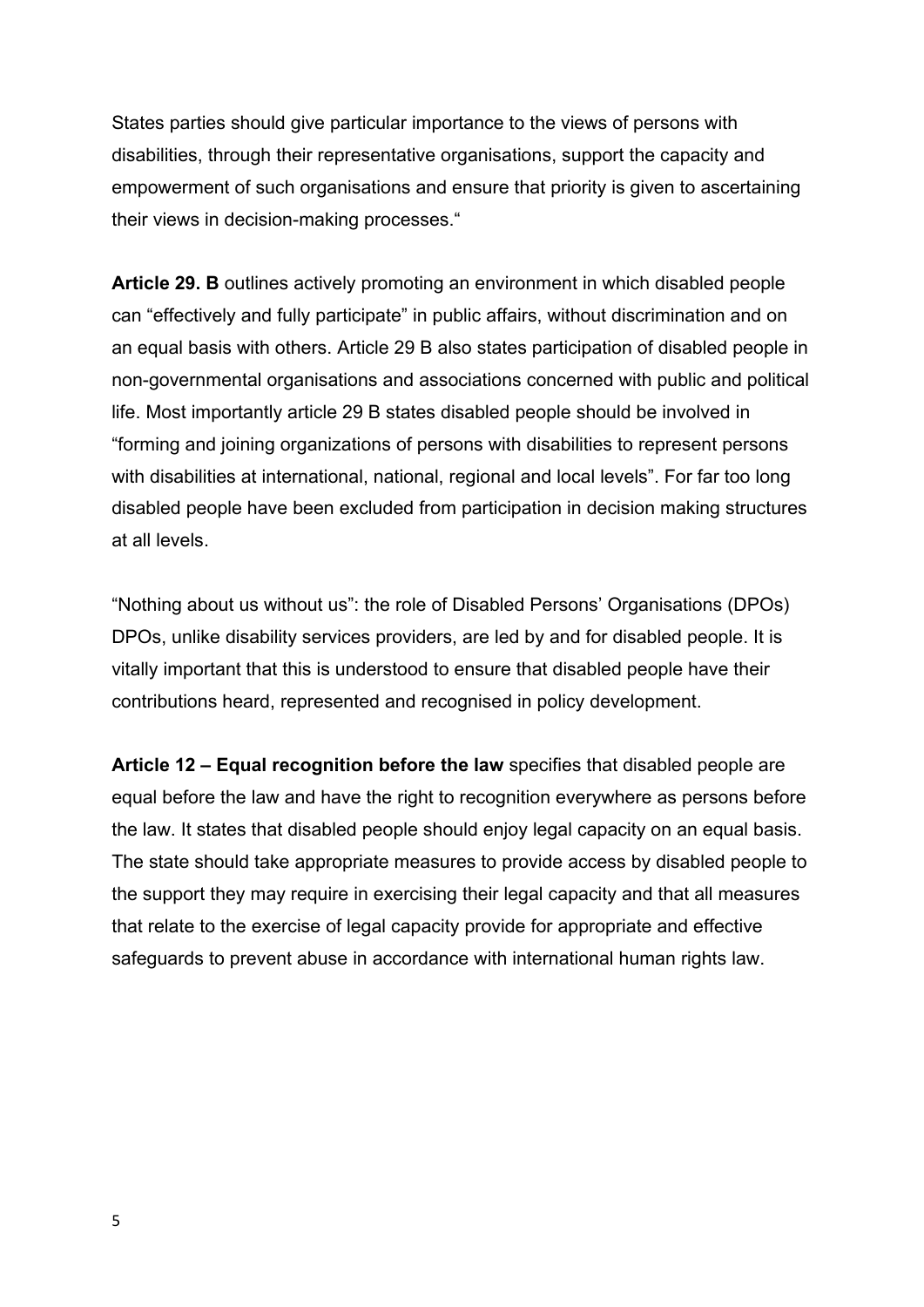States parties should give particular importance to the views of persons with disabilities, through their representative organisations, support the capacity and empowerment of such organisations and ensure that priority is given to ascertaining their views in decision-making processes."

**Article 29. B** outlines actively promoting an environment in which disabled people can "effectively and fully participate" in public affairs, without discrimination and on an equal basis with others. Article 29 B also states participation of disabled people in non-governmental organisations and associations concerned with public and political life. Most importantly article 29 B states disabled people should be involved in "forming and joining organizations of persons with disabilities to represent persons with disabilities at international, national, regional and local levels". For far too long disabled people have been excluded from participation in decision making structures at all levels.

"Nothing about us without us": the role of Disabled Persons' Organisations (DPOs) DPOs, unlike disability services providers, are led by and for disabled people. It is vitally important that this is understood to ensure that disabled people have their contributions heard, represented and recognised in policy development.

**Article 12 – Equal recognition before the law** specifies that disabled people are equal before the law and have the right to recognition everywhere as persons before the law. It states that disabled people should enjoy legal capacity on an equal basis. The state should take appropriate measures to provide access by disabled people to the support they may require in exercising their legal capacity and that all measures that relate to the exercise of legal capacity provide for appropriate and effective safeguards to prevent abuse in accordance with international human rights law.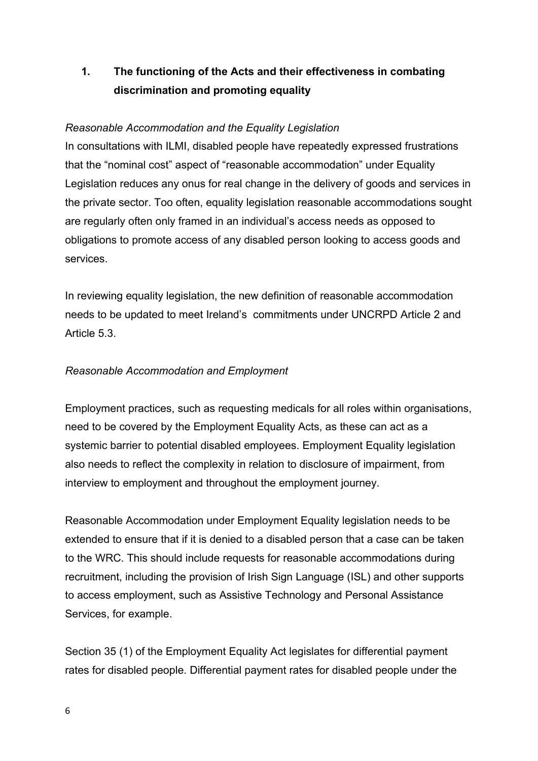## 1. The functioning of the Acts and their effectiveness in combating discrimination and promoting equality

*Reasonable Accommodation and the Equality Legislation*

In consultations with ILMI, disabled people have repeatedly expressed frustrations that the "nominal cost" aspect of "reasonable accommodation" under Equality Legislation reduces any onus for real change in the delivery of goods and services in the private sector. Too often, equality legislation reasonable accommodations sought are regularly often only framed in an individual's access needs as opposed to obligations to promote access of any disabled person looking to access goods and services.

In reviewing equality legislation, the new definition of reasonable accommodation needs to be updated to meet Ireland's commitments under UNCRPD Article 2 and Article 5.3.

*Reasonable Accommodation and Employment*

Employment practices, such as requesting medicals for all roles within organisations, need to be covered by the Employment Equality Acts, as these can act as a systemic barrier to potential disabled employees. Employment Equality legislation also needs to reflect the complexity in relation to disclosure of impairment, from interview to employment and throughout the employment journey.

Reasonable Accommodation under Employment Equality legislation needs to be extended to ensure that if it is denied to a disabled person that a case can be taken to the WRC. This should include requests for reasonable accommodations during recruitment, including the provision of Irish Sign Language (ISL) and other supports to access employment, such as Assistive Technology and Personal Assistance Services, for example.

Section 35 (1) of the Employment Equality Act legislates for differential payment rates for disabled people. Differential payment rates for disabled people under the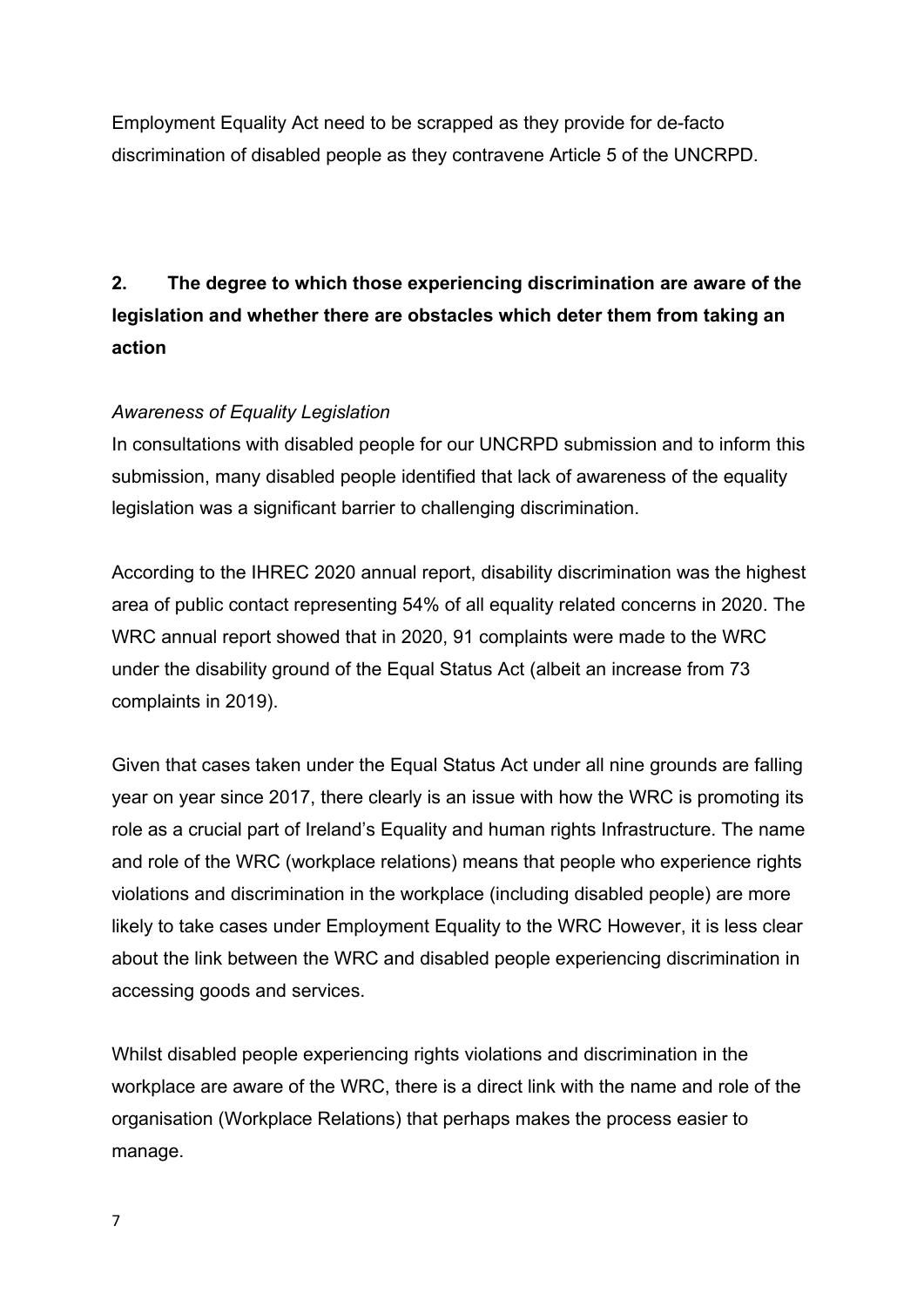Employment Equality Act need to be scrapped as they provide for de-facto discrimination of disabled people as they contravene Article 5 of the UNCRPD.

## 2. The degree to which those experiencing discrimination are aware of the legislation and whether there are obstacles which deter them from taking an action

*Awareness of Equality Legislation*

In consultations with disabled people for our UNCRPD submission and to inform this submission, many disabled people identified that lack of awareness of the equality legislation was a significant barrier to challenging discrimination.

According to the IHREC 2020 annual report, disability discrimination was the highest area of public contact representing 54% of all equality related concerns in 2020. The WRC annual report showed that in 2020, 91 complaints were made to the WRC under the disability ground of the Equal Status Act (albeit an increase from 73 complaints in 2019).

Given that cases taken under the Equal Status Act under all nine grounds are falling year on year since 2017, there clearly is an issue with how the WRC is promoting its role as a crucial part of Ireland's Equality and human rights Infrastructure. The name and role of the WRC (workplace relations) means that people who experience rights violations and discrimination in the workplace (including disabled people) are more likely to take cases under Employment Equality to the WRC However, it is less clear about the link between the WRC and disabled people experiencing discrimination in accessing goods and services.

Whilst disabled people experiencing rights violations and discrimination in the workplace are aware of the WRC, there is a direct link with the name and role of the organisation (Workplace Relations) that perhaps makes the process easier to manage.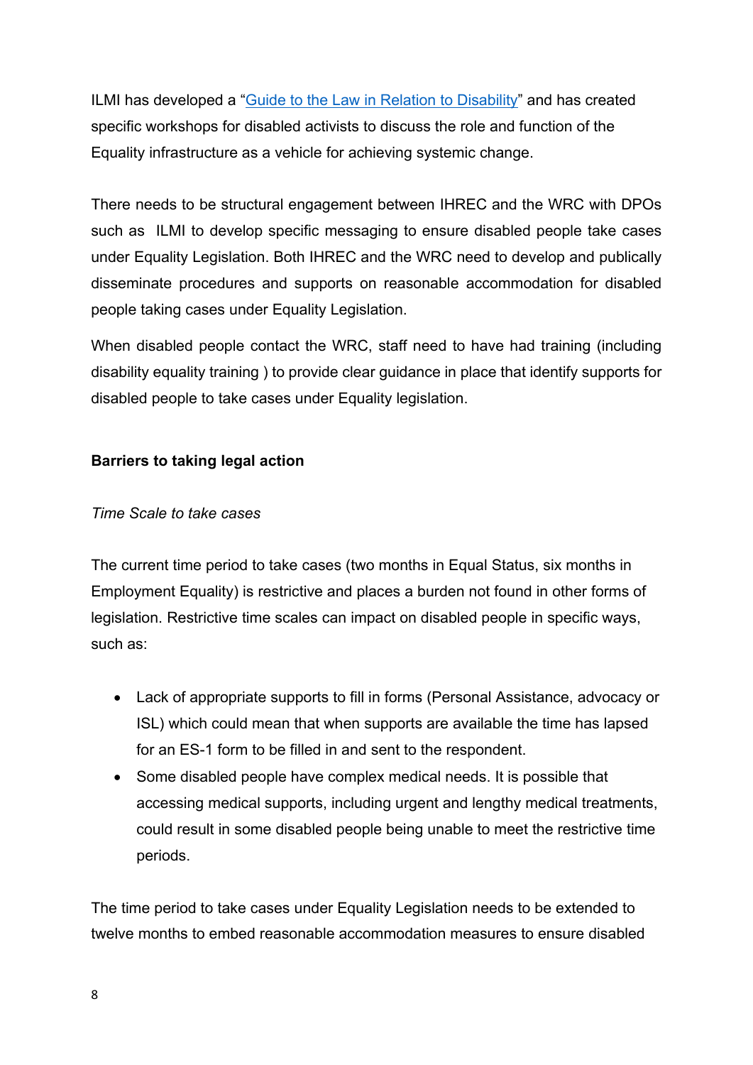ILMI has developed a "[Guide to the Law in Relation to Disability]" and has created specific workshops for disabled activists to discuss the role and function of the Equality infrastructure as a vehicle for achieving systemic change.

There needs to be structural engagement between IHREC and the WRC with DPOs such as ILMI to develop specific messaging to ensure disabled people take cases under Equality Legislation. Both IHREC and the WRC need to develop and publically disseminate procedures and supports on reasonable accommodation for disabled people taking cases under Equality Legislation.

When disabled people contact the WRC, staff need to have had training (including disability equality training ) to provide clear guidance in place that identify supports for disabled people to take cases under Equality legislation.

**Barriers to taking legal action**

*Time Scale to take cases*

The current time period to take cases (two months in Equal Status, six months in Employment Equality) is restrictive and places a burden not found in other forms of legislation. Restrictive time scales can impact on disabled people in specific ways, such as:

- Lack of appropriate supports to fill in forms (Personal Assistance, advocacy or ISL) which could mean that when supports are available the time has lapsed for an ES-1 form to be filled in and sent to the respondent.
- Some disabled people have complex medical needs. It is possible that accessing medical supports, including urgent and lengthy medical treatments, could result in some disabled people being unable to meet the restrictive time periods.

The time period to take cases under Equality Legislation needs to be extended to twelve months to embed reasonable accommodation measures to ensure disabled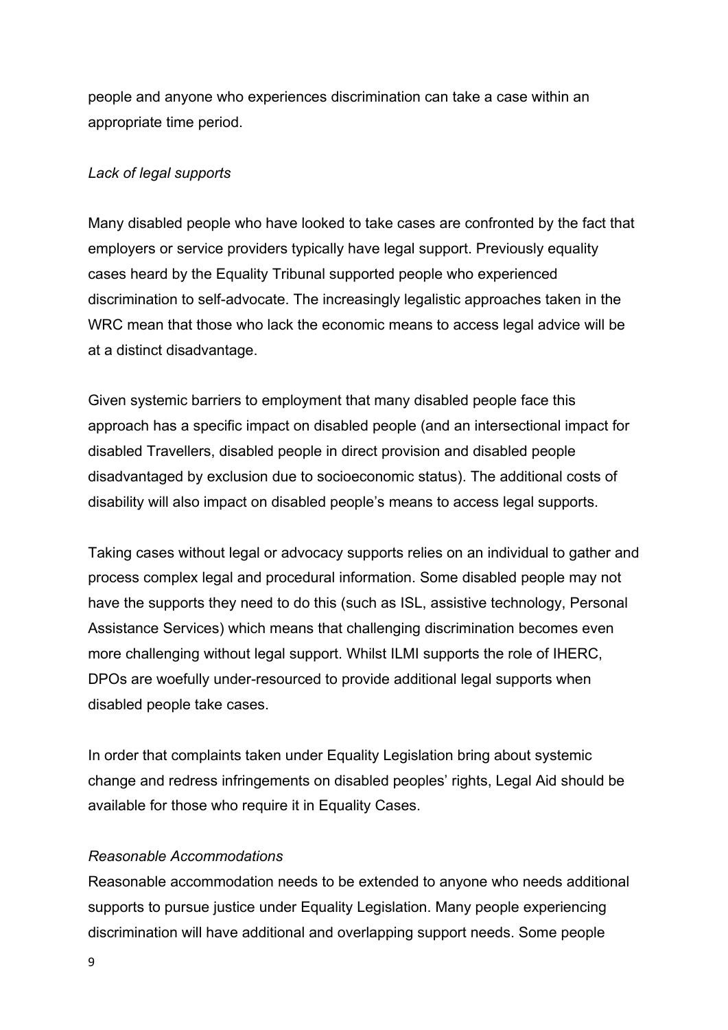people and anyone who experiences discrimination can take a case within an appropriate time period.

*Lack of legal supports*

Many disabled people who have looked to take cases are confronted by the fact that employers or service providers typically have legal support. Previously equality cases heard by the Equality Tribunal supported people who experienced discrimination to self-advocate. The increasingly legalistic approaches taken in the WRC mean that those who lack the economic means to access legal advice will be at a distinct disadvantage.

Given systemic barriers to employment that many disabled people face this approach has a specific impact on disabled people (and an intersectional impact for disabled Travellers, disabled people in direct provision and disabled people disadvantaged by exclusion due to socioeconomic status). The additional costs of disability will also impact on disabled people's means to access legal supports.

Taking cases without legal or advocacy supports relies on an individual to gather and process complex legal and procedural information. Some disabled people may not have the supports they need to do this (such as ISL, assistive technology, Personal Assistance Services) which means that challenging discrimination becomes even more challenging without legal support. Whilst ILMI supports the role of IHERC, DPOs are woefully under-resourced to provide additional legal supports when disabled people take cases.

In order that complaints taken under Equality Legislation bring about systemic change and redress infringements on disabled peoples' rights, Legal Aid should be available for those who require it in Equality Cases.

*Reasonable Accommodations*

Reasonable accommodation needs to be extended to anyone who needs additional supports to pursue justice under Equality Legislation. Many people experiencing discrimination will have additional and overlapping support needs. Some people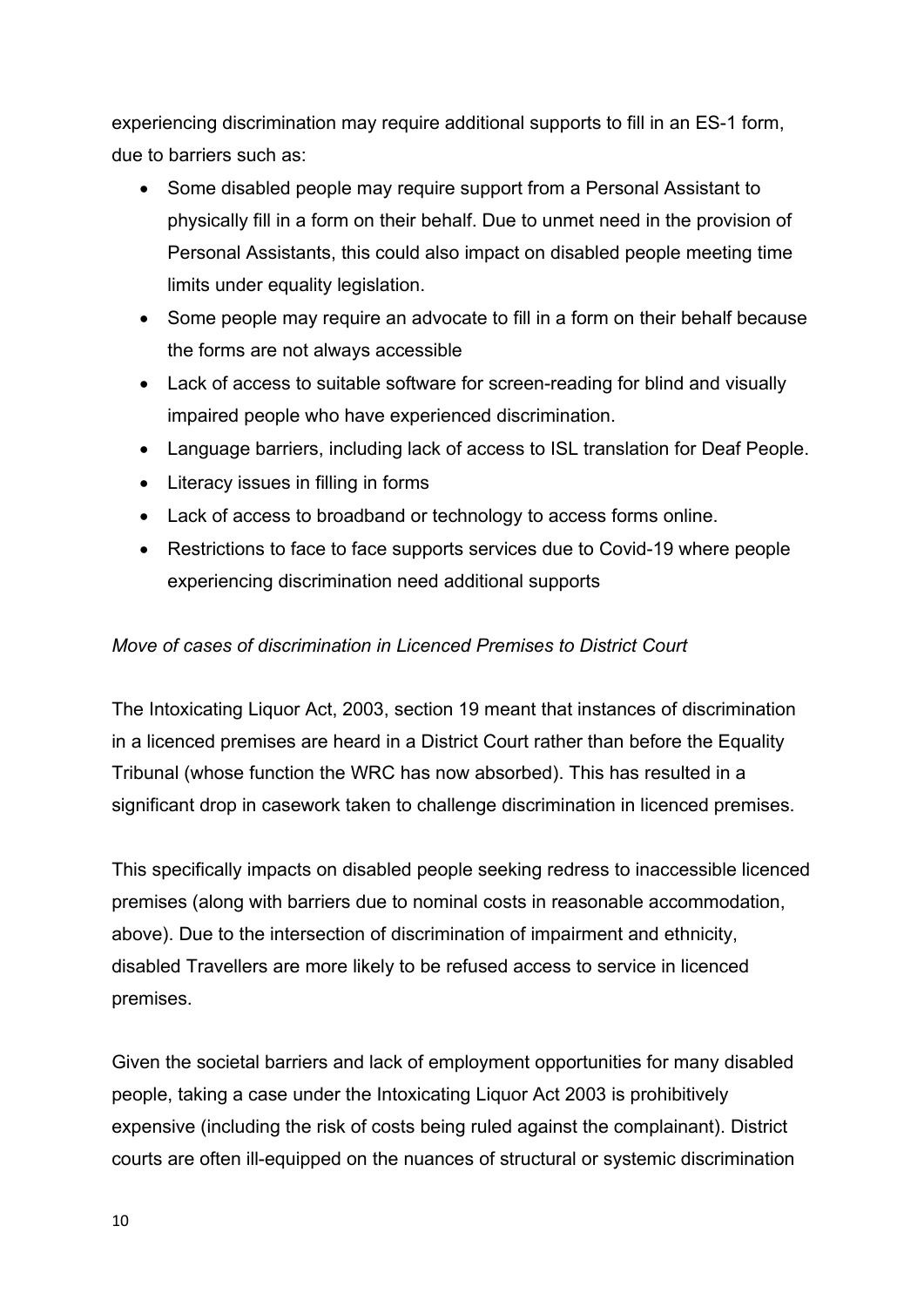experiencing discrimination may require additional supports to fill in an ES-1 form, due to barriers such as:

- Some disabled people may require support from a Personal Assistant to physically fill in a form on their behalf. Due to unmet need in the provision of Personal Assistants, this could also impact on disabled people meeting time limits under equality legislation.
- Some people may require an advocate to fill in a form on their behalf because the forms are not always accessible
- Lack of access to suitable software for screen-reading for blind and visually impaired people who have experienced discrimination.
- Language barriers, including lack of access to ISL translation for Deaf People.
- Literacy issues in filling in forms
- Lack of access to broadband or technology to access forms online.
- Restrictions to face to face supports services due to Covid-19 where people experiencing discrimination need additional supports

*Move of cases of discrimination in Licenced Premises to District Court*

The Intoxicating Liquor Act, 2003, section 19 meant that instances of discrimination in a licenced premises are heard in a District Court rather than before the Equality Tribunal (whose function the WRC has now absorbed). This has resulted in a significant drop in casework taken to challenge discrimination in licenced premises.

This specifically impacts on disabled people seeking redress to inaccessible licenced premises (along with barriers due to nominal costs in reasonable accommodation, above). Due to the intersection of discrimination of impairment and ethnicity, disabled Travellers are more likely to be refused access to service in licenced premises.

Given the societal barriers and lack of employment opportunities for many disabled people, taking a case under the Intoxicating Liquor Act 2003 is prohibitively expensive (including the risk of costs being ruled against the complainant). District courts are often ill-equipped on the nuances of structural or systemic discrimination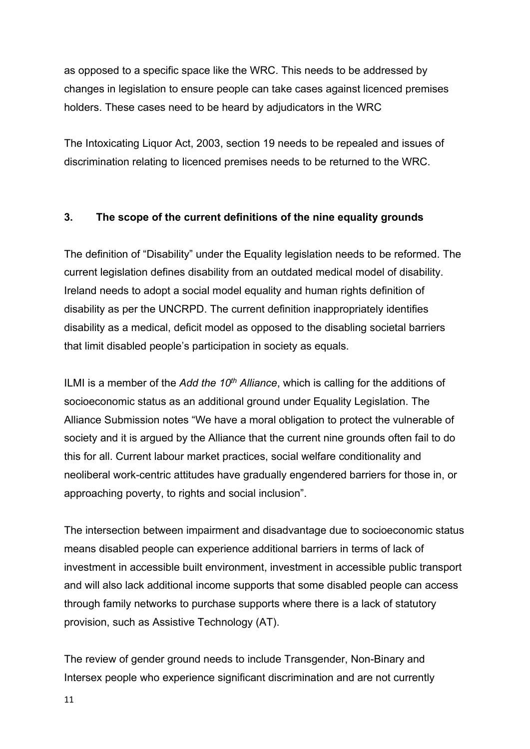as opposed to a specific space like the WRC. This needs to be addressed by changes in legislation to ensure people can take cases against licenced premises holders. These cases need to be heard by adjudicators in the WRC

The Intoxicating Liquor Act, 2003, section 19 needs to be repealed and issues of discrimination relating to licenced premises needs to be returned to the WRC.

### 3. The scope of the current definitions of the nine equality grounds

The definition of "Disability" under the Equality legislation needs to be reformed. The current legislation defines disability from an outdated medical model of disability. Ireland needs to adopt a social model equality and human rights definition of disability as per the UNCRPD. The current definition inappropriately identifies disability as a medical, deficit model as opposed to the disabling societal barriers that limit disabled people's participation in society as equals.

ILMI is a member of the *Add the 10th Alliance*, which is calling for the additions of socioeconomic status as an additional ground under Equality Legislation. The Alliance Submission notes "We have a moral obligation to protect the vulnerable of society and it is argued by the Alliance that the current nine grounds often fail to do this for all. Current labour market practices, social welfare conditionality and neoliberal work-centric attitudes have gradually engendered barriers for those in, or approaching poverty, to rights and social inclusion".

The intersection between impairment and disadvantage due to socioeconomic status means disabled people can experience additional barriers in terms of lack of investment in accessible built environment, investment in accessible public transport and will also lack additional income supports that some disabled people can access through family networks to purchase supports where there is a lack of statutory provision, such as Assistive Technology (AT).

The review of gender ground needs to include Transgender, Non-Binary and Intersex people who experience significant discrimination and are not currently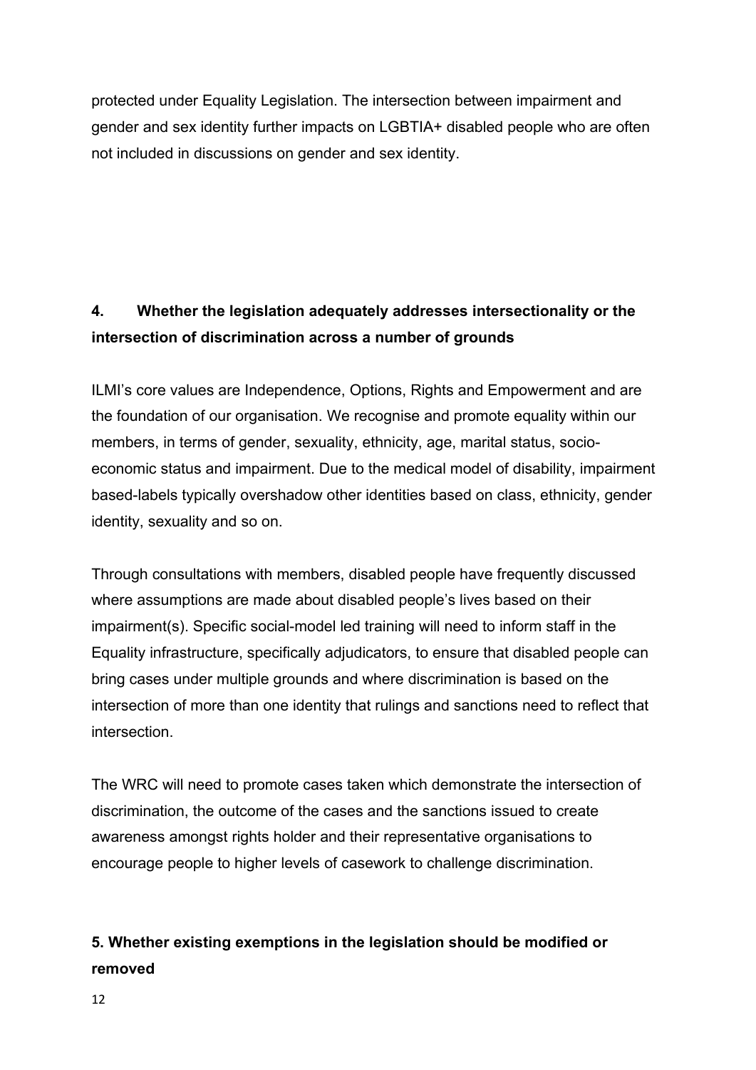protected under Equality Legislation. The intersection between impairment and gender and sex identity further impacts on LGBTIA+ disabled people who are often not included in discussions on gender and sex identity.

## 4. Whether the legislation adequately addresses intersectionality or the intersection of discrimination across a number of grounds

ILMI's core values are Independence, Options, Rights and Empowerment and are the foundation of our organisation. We recognise and promote equality within our members, in terms of gender, sexuality, ethnicity, age, marital status, socio-economic status and impairment. Due to the medical model of disability, impairment based-labels typically overshadow other identities based on class, ethnicity, gender identity, sexuality and so on.

Through consultations with members, disabled people have frequently discussed where assumptions are made about disabled people's lives based on their impairment(s). Specific social-model led training will need to inform staff in the Equality infrastructure, specifically adjudicators, to ensure that disabled people can bring cases under multiple grounds and where discrimination is based on the intersection of more than one identity that rulings and sanctions need to reflect that intersection.

The WRC will need to promote cases taken which demonstrate the intersection of discrimination, the outcome of the cases and the sanctions issued to create awareness amongst rights holder and their representative organisations to encourage people to higher levels of casework to challenge discrimination.

## 5. Whether existing exemptions in the legislation should be modified or removed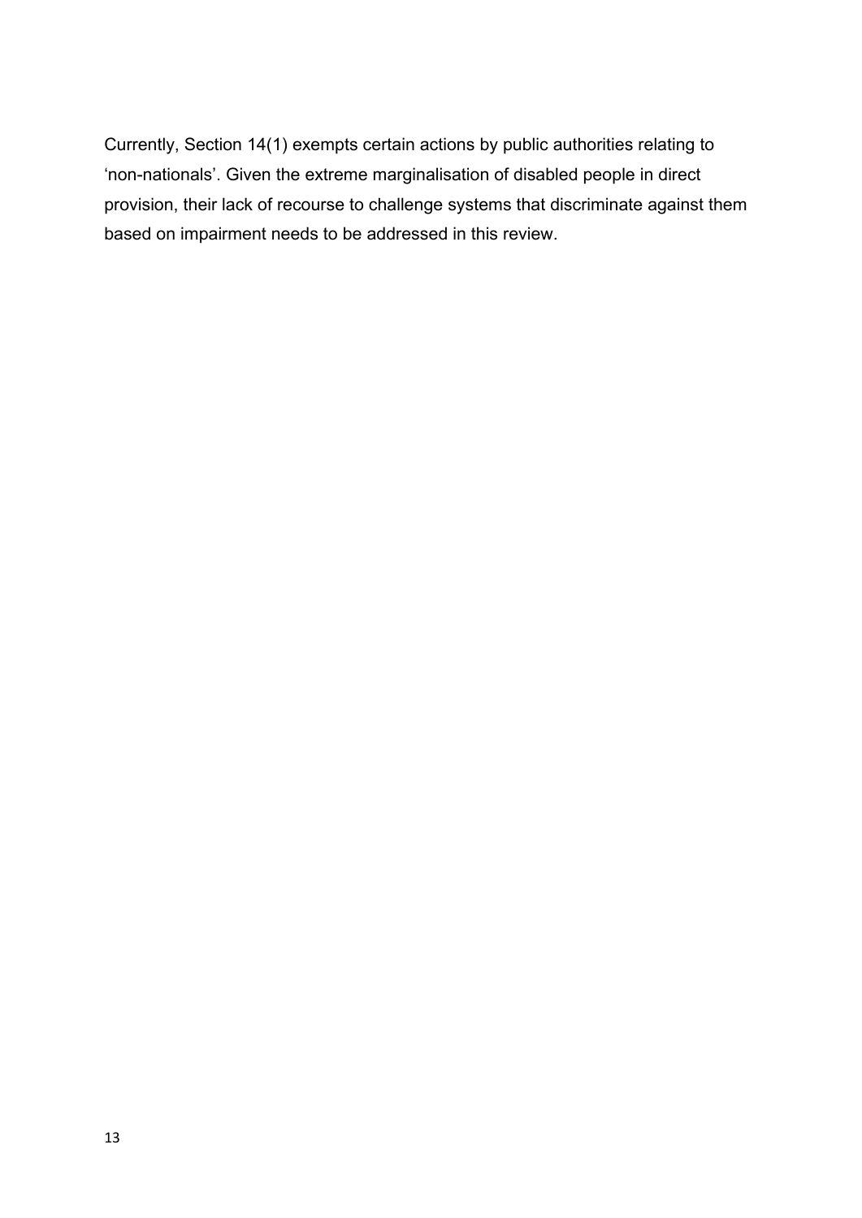Currently, Section 14(1) exempts certain actions by public authorities relating to 'non-nationals'. Given the extreme marginalisation of disabled people in direct provision, their lack of recourse to challenge systems that discriminate against them based on impairment needs to be addressed in this review.